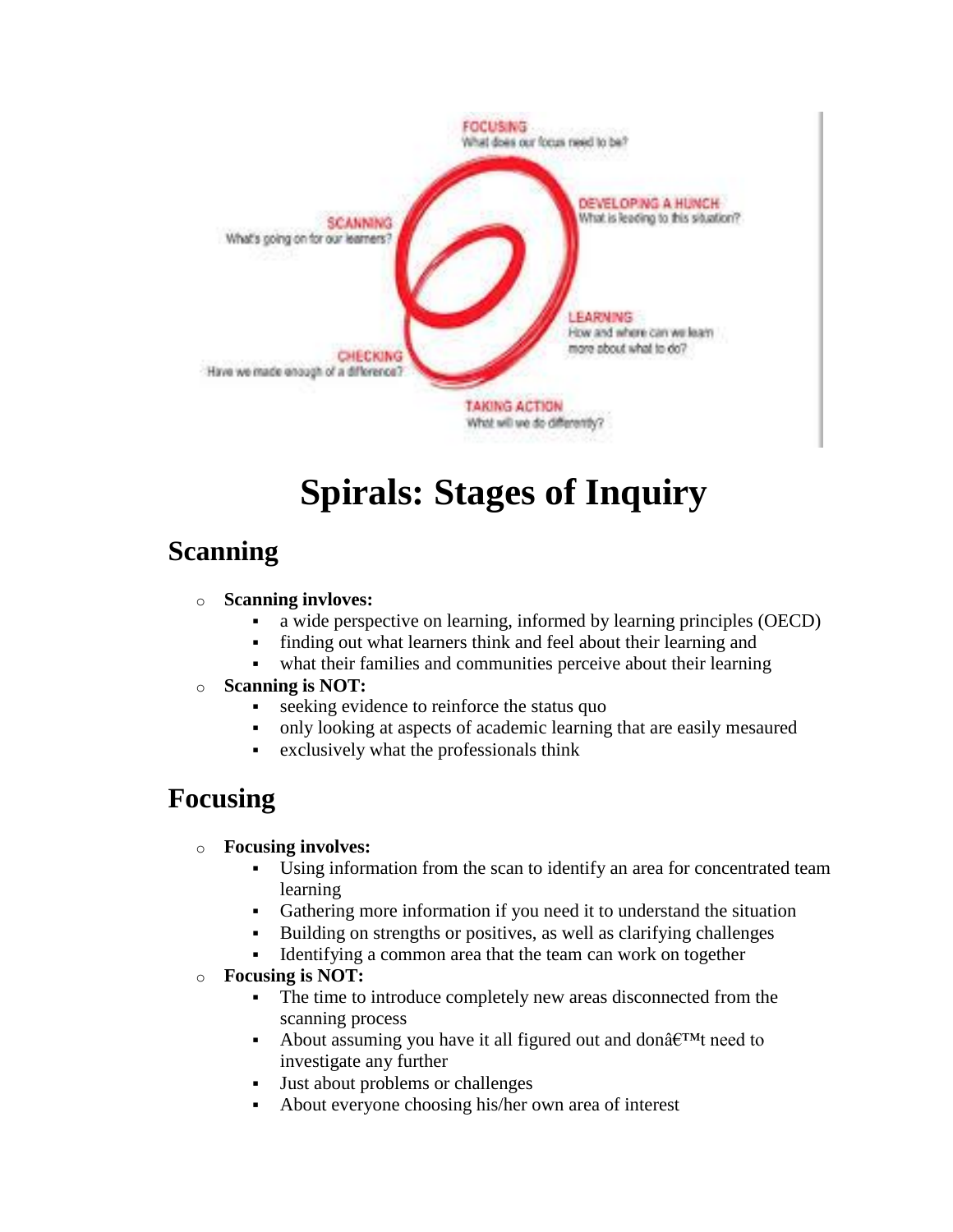FOCUSING
What does our focus need to be?

DEVELOPING A HUNCH
What is leading to this situation?

SCANNING
What's going on for our learners?

LEARNING
How and where can we learn more about what to do?

CHECKING
Have we made enough of a difference?

TAKING ACTION
What will we do differently?

# Spirals: Stages of Inquiry

## Scanning

- **Scanning invloves:**
  - a wide perspective on learning, informed by learning principles (OECD)
  - finding out what learners think and feel about their learning and
  - what their families and communities perceive about their learning
- **Scanning is NOT:**
  - seeking evidence to reinforce the status quo
  - only looking at aspects of academic learning that are easily mesaured
  - exclusively what the professionals think

## Focusing

- **Focusing involves:**
  - Using information from the scan to identify an area for concentrated team learning
  - Gathering more information if you need it to understand the situation
  - Building on strengths or positives, as well as clarifying challenges
  - Identifying a common area that the team can work on together
- **Focusing is NOT:**
  - The time to introduce completely new areas disconnected from the scanning process
  - About assuming you have it all figured out and donâ€™t need to investigate any further
  - Just about problems or challenges
  - About everyone choosing his/her own area of interest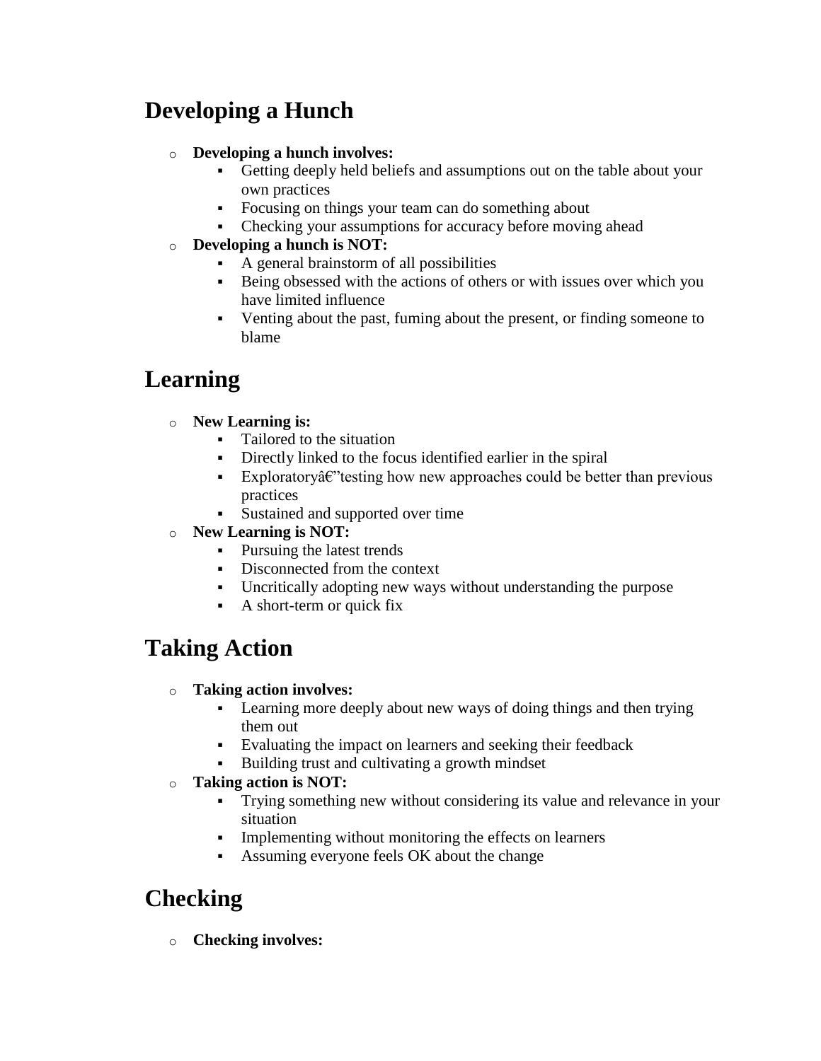## Developing a Hunch

- **Developing a hunch involves:**
  - Getting deeply held beliefs and assumptions out on the table about your own practices
  - Focusing on things your team can do something about
  - Checking your assumptions for accuracy before moving ahead
- **Developing a hunch is NOT:**
  - A general brainstorm of all possibilities
  - Being obsessed with the actions of others or with issues over which you have limited influence
  - Venting about the past, fuming about the present, or finding someone to blame

## Learning

- **New Learning is:**
  - Tailored to the situation
  - Directly linked to the focus identified earlier in the spiral
  - Exploratoryâ€"testing how new approaches could be better than previous practices
  - Sustained and supported over time
- **New Learning is NOT:**
  - Pursuing the latest trends
  - Disconnected from the context
  - Uncritically adopting new ways without understanding the purpose
  - A short-term or quick fix

## Taking Action

- **Taking action involves:**
  - Learning more deeply about new ways of doing things and then trying them out
  - Evaluating the impact on learners and seeking their feedback
  - Building trust and cultivating a growth mindset
- **Taking action is NOT:**
  - Trying something new without considering its value and relevance in your situation
  - Implementing without monitoring the effects on learners
  - Assuming everyone feels OK about the change

## Checking

- **Checking involves:**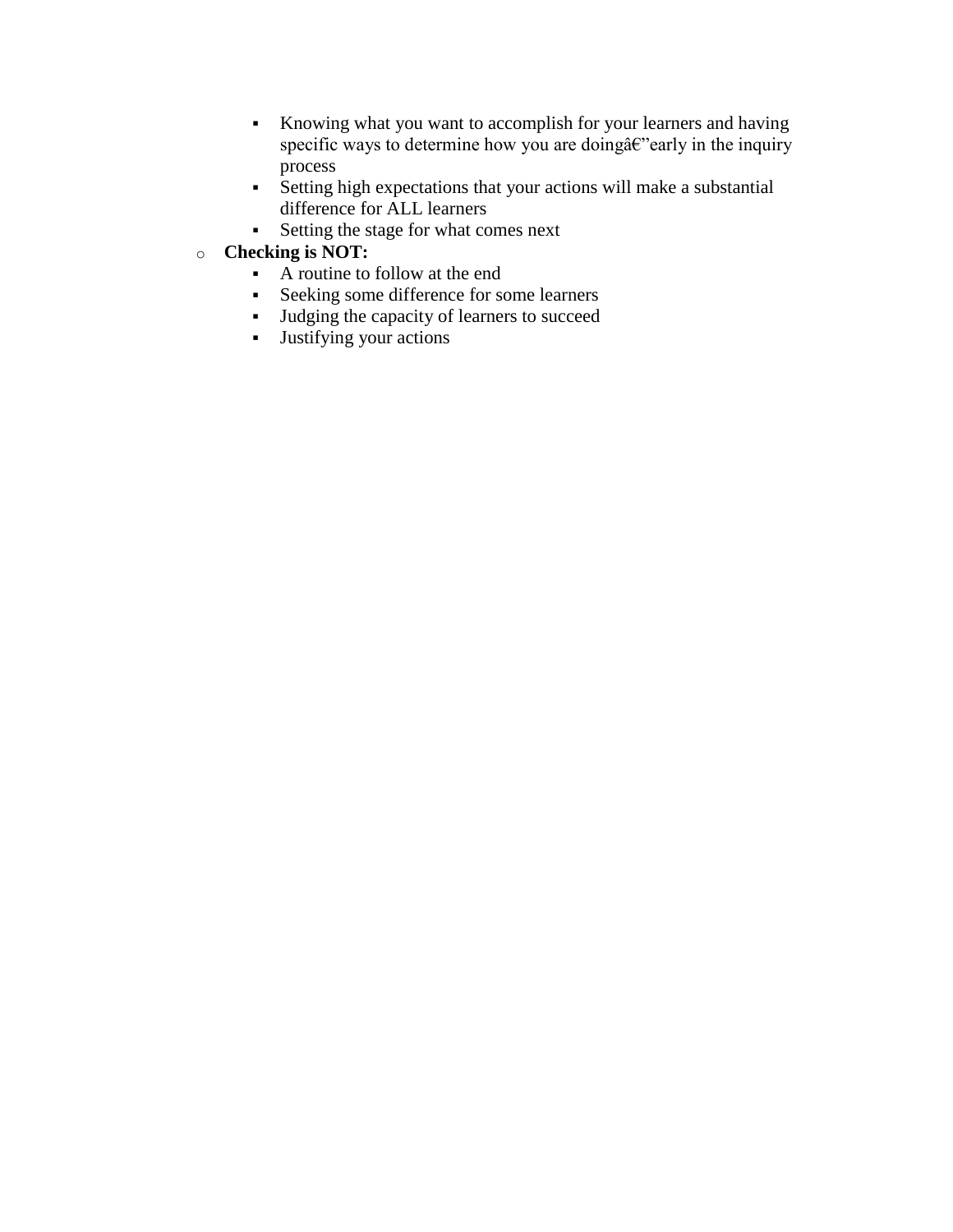- Knowing what you want to accomplish for your learners and having specific ways to determine how you are doingâ€"early in the inquiry process
    - Setting high expectations that your actions will make a substantial difference for ALL learners
    - Setting the stage for what comes next
  - **Checking is NOT:**
    - A routine to follow at the end
    - Seeking some difference for some learners
    - Judging the capacity of learners to succeed
    - Justifying your actions